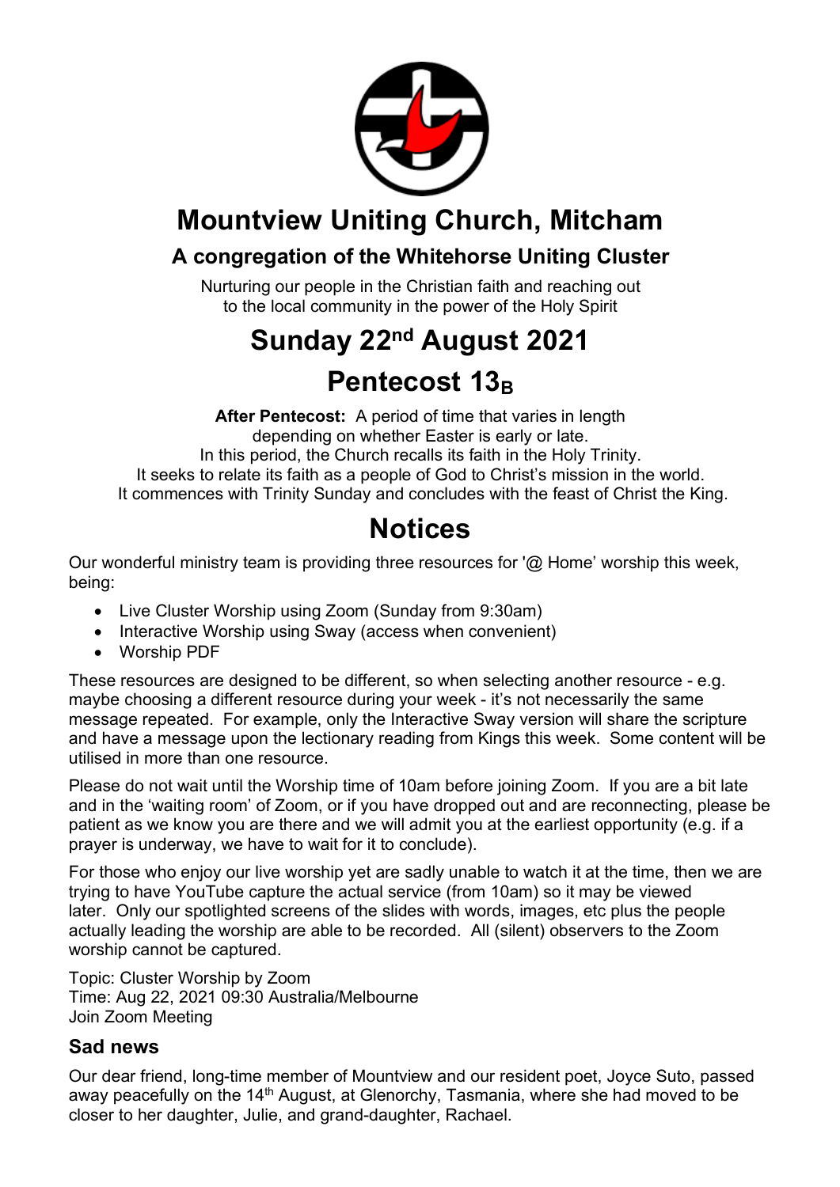# Mountview Uniting Church, Mitcham

## A congregation of the Whitehorse Uniting Cluster

Nurturing our people in the Christian faith and reaching out to the local community in the power of the Holy Spirit

# Sunday 22nd August 2021

# Pentecost $13_B$

**After Pentecost:** A period of time that varies in length depending on whether Easter is early or late.
In this period, the Church recalls its faith in the Holy Trinity.
It seeks to relate its faith as a people of God to Christ's mission in the world.
It commences with Trinity Sunday and concludes with the feast of Christ the King.

# Notices

Our wonderful ministry team is providing three resources for '@ Home' worship this week, being:

- Live Cluster Worship using Zoom (Sunday from 9:30am)
- Interactive Worship using Sway (access when convenient)
- Worship PDF

These resources are designed to be different, so when selecting another resource - e.g. maybe choosing a different resource during your week - it's not necessarily the same message repeated. For example, only the Interactive Sway version will share the scripture and have a message upon the lectionary reading from Kings this week. Some content will be utilised in more than one resource.

Please do not wait until the Worship time of 10am before joining Zoom. If you are a bit late and in the 'waiting room' of Zoom, or if you have dropped out and are reconnecting, please be patient as we know you are there and we will admit you at the earliest opportunity (e.g. if a prayer is underway, we have to wait for it to conclude).

For those who enjoy our live worship yet are sadly unable to watch it at the time, then we are trying to have YouTube capture the actual service (from 10am) so it may be viewed later. Only our spotlighted screens of the slides with words, images, etc plus the people actually leading the worship are able to be recorded. All (silent) observers to the Zoom worship cannot be captured.

Topic: Cluster Worship by Zoom
Time: Aug 22, 2021 09:30 Australia/Melbourne
Join Zoom Meeting

### Sad news

Our dear friend, long-time member of Mountview and our resident poet, Joyce Suto, passed away peacefully on the 14th August, at Glenorchy, Tasmania, where she had moved to be closer to her daughter, Julie, and grand-daughter, Rachael.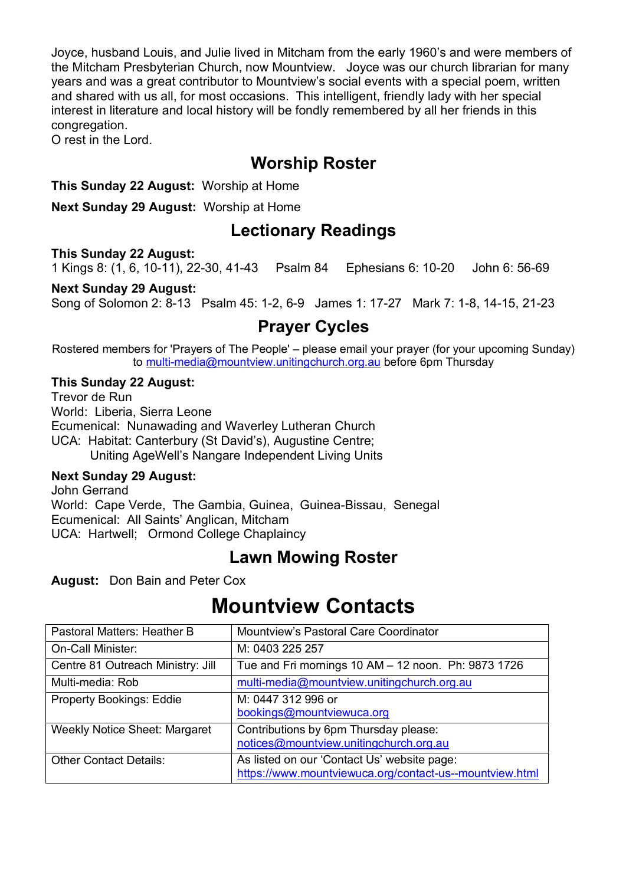Joyce, husband Louis, and Julie lived in Mitcham from the early 1960's and were members of the Mitcham Presbyterian Church, now Mountview. Joyce was our church librarian for many years and was a great contributor to Mountview's social events with a special poem, written and shared with us all, for most occasions. This intelligent, friendly lady with her special interest in literature and local history will be fondly remembered by all her friends in this congregation.
O rest in the Lord.

## Worship Roster

**This Sunday 22 August:** Worship at Home

**Next Sunday 29 August:** Worship at Home

## Lectionary Readings

**This Sunday 22 August:**
1 Kings 8: (1, 6, 10-11), 22-30, 41-43  Psalm 84  Ephesians 6: 10-20  John 6: 56-69

**Next Sunday 29 August:**
Song of Solomon 2: 8-13  Psalm 45: 1-2, 6-9  James 1: 17-27  Mark 7: 1-8, 14-15, 21-23

## Prayer Cycles

Rostered members for 'Prayers of The People' – please email your prayer (for your upcoming Sunday) to multi-media@mountview.unitingchurch.org.au before 6pm Thursday

**This Sunday 22 August:**
Trevor de Run
World: Liberia, Sierra Leone
Ecumenical: Nunawading and Waverley Lutheran Church
UCA: Habitat: Canterbury (St David's), Augustine Centre;
Uniting AgeWell's Nangare Independent Living Units

**Next Sunday 29 August:**
John Gerrand
World: Cape Verde, The Gambia, Guinea, Guinea-Bissau, Senegal
Ecumenical: All Saints' Anglican, Mitcham
UCA: Hartwell; Ormond College Chaplaincy

## Lawn Mowing Roster

**August:** Don Bain and Peter Cox

# Mountview Contacts

| | |
|---|---|
| Pastoral Matters: Heather B | Mountview's Pastoral Care Coordinator |
| On-Call Minister: | M: 0403 225 257 |
| Centre 81 Outreach Ministry: Jill | Tue and Fri mornings 10 AM – 12 noon. Ph: 9873 1726 |
| Multi-media: Rob | multi-media@mountview.unitingchurch.org.au |
| Property Bookings: Eddie | M: 0447 312 996 or bookings@mountviewuca.org |
| Weekly Notice Sheet: Margaret | Contributions by 6pm Thursday please: notices@mountview.unitingchurch.org.au |
| Other Contact Details: | As listed on our 'Contact Us' website page: https://www.mountviewuca.org/contact-us--mountview.html |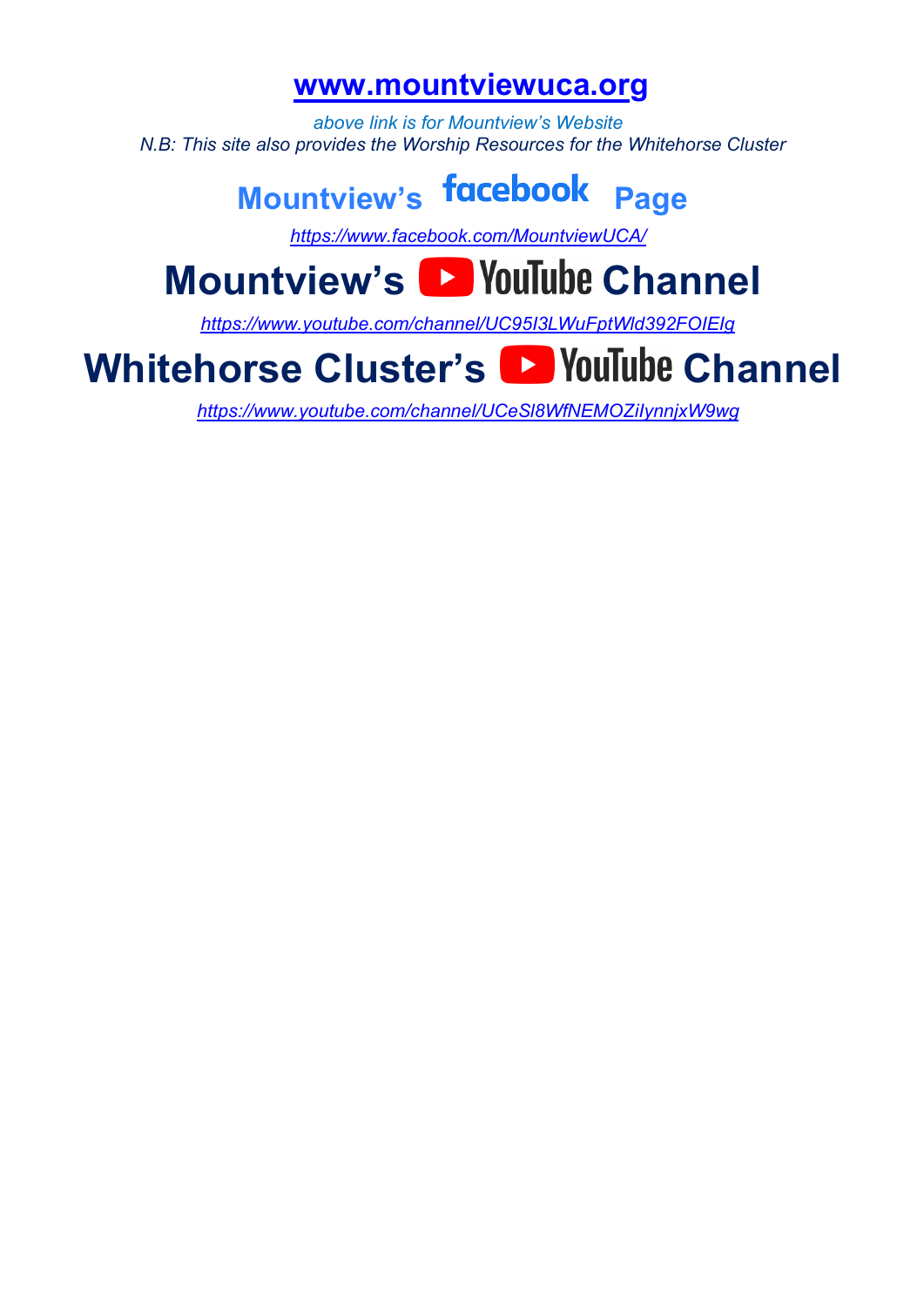# [www.mountviewuca.org](http://www.mountviewuca.org)

*above link is for Mountview's Website*
*N.B: This site also provides the Worship Resources for the Whitehorse Cluster*

## Mountview's facebook Page

*https://www.facebook.com/MountviewUCA/*

## Mountview's YouTube Channel

*https://www.youtube.com/channel/UC95I3LWuFptWld392FOIElg*

## Whitehorse Cluster's YouTube Channel

*https://www.youtube.com/channel/UCeSl8WfNEMOZiIynnjxW9wg*